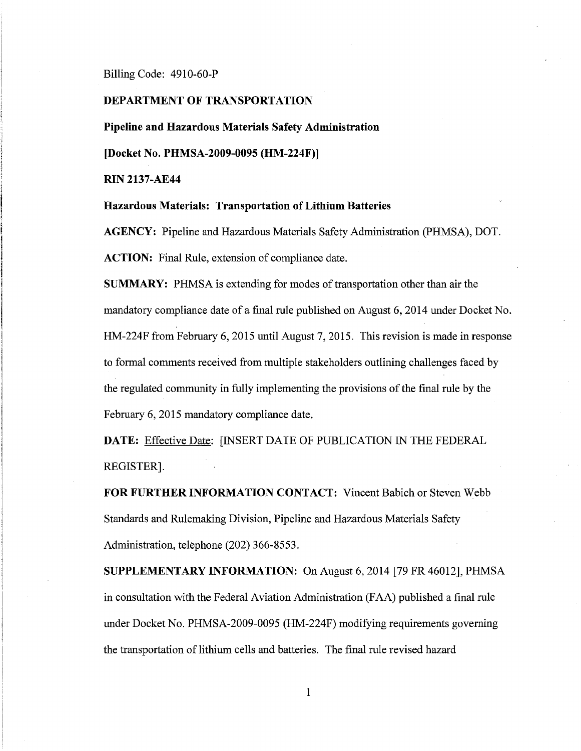Billing Code: 4910-60-P

**DEPARTMENT OF TRANSPORTATION**

**Pipeline and Hazardous Materials Safety Administration**

**[Docket No. PHMSA-2009-0095 (HM-224F)]**

**RIN 2137-AE44**

**Hazardous Materials: Transportation of Lithium Batteries**

**AGENCY:** Pipeline and Hazardous Materials Safety Administration (PHMSA), DOT.

**ACTION:** Final Rule, extension of compliance date.

**SUMMARY:** PHMSA is extending for modes of transportation other than air the mandatory compliance date of a final rule published on August 6, 2014 under Docket No. HM-224F from February 6, 2015 until August 7, 2015. This revision is made in response to formal comments received from multiple stakeholders outlining challenges faced by the regulated community in fully implementing the provisions of the final rule by the February 6, 2015 mandatory compliance date.

**DATE:** Effective Date: [INSERT DATE OF PUBLICATION IN THE FEDERAL REGISTER].

**FOR FURTHER INFORMATION CONTACT:** Vincent Babich or Steven Webb Standards and Rulemaking Division, Pipeline and Hazardous Materials Safety Administration, telephone (202) 366-8553.

**SUPPLEMENTARY INFORMATION:** On August 6, 2014 [79 FR 46012], PHMSA in consultation with the Federal Aviation Administration (FAA) published a final rule under Docket No. PHMSA-2009-0095 (HM-224F) modifying requirements governing the transportation of lithium cells and batteries. The final rule revised hazard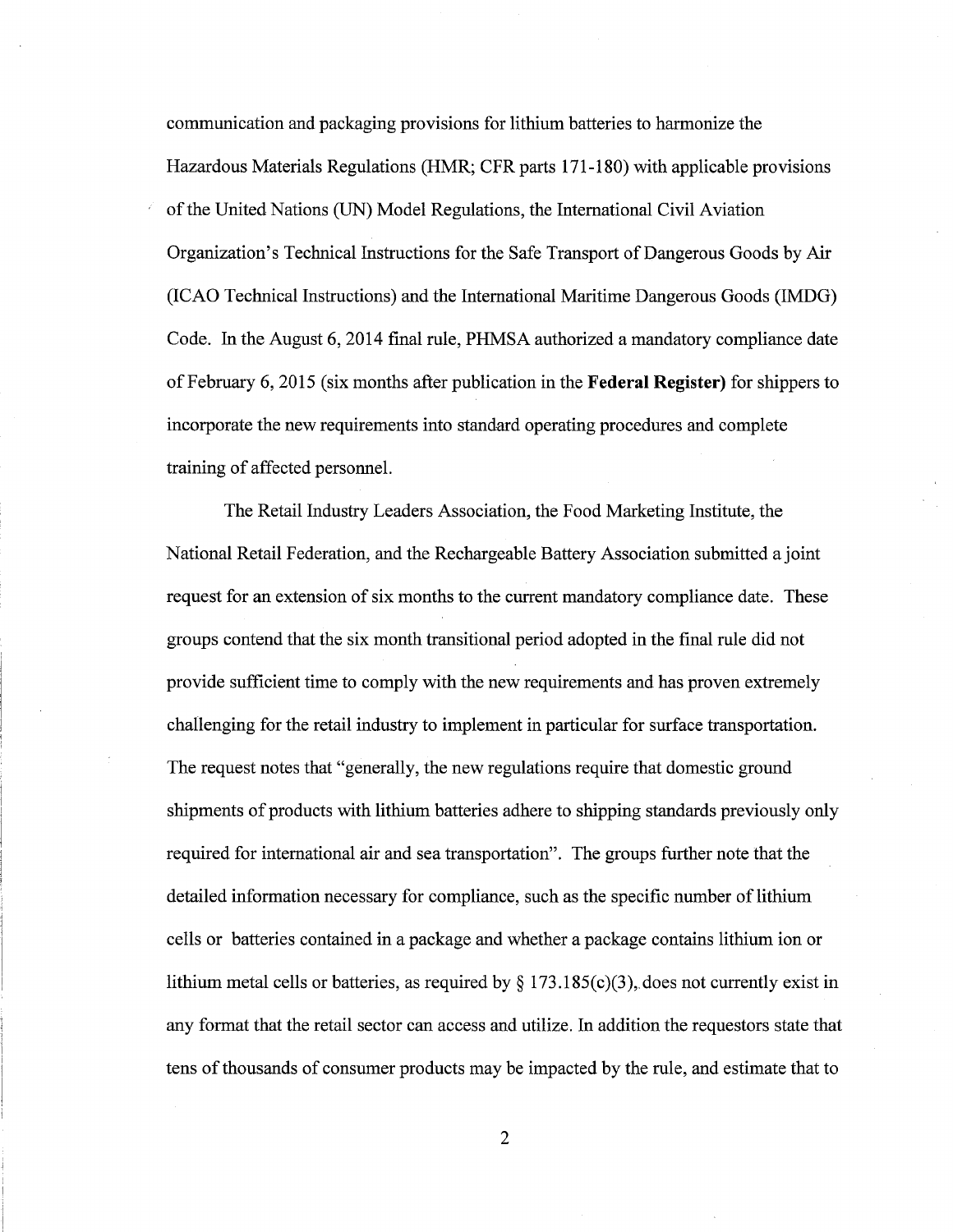communication and packaging provisions for lithium batteries to harmonize the Hazardous Materials Regulations (HMR; CFR parts 171-180) with applicable provisions of the United Nations (UN) Model Regulations, the International Civil Aviation Organization's Technical Instructions for the Safe Transport of Dangerous Goods by Air (ICAO Technical Instructions) and the International Maritime Dangerous Goods (IMDG) Code. In the August 6, 2014 final rule, PHMSA authorized a mandatory compliance date of February 6, 2015 (six months after publication in the **Federal Register**) for shippers to incorporate the new requirements into standard operating procedures and complete training of affected personnel.

The Retail Industry Leaders Association, the Food Marketing Institute, the National Retail Federation, and the Rechargeable Battery Association submitted a joint request for an extension of six months to the current mandatory compliance date. These groups contend that the six month transitional period adopted in the final rule did not provide sufficient time to comply with the new requirements and has proven extremely challenging for the retail industry to implement in particular for surface transportation. The request notes that "generally, the new regulations require that domestic ground shipments of products with lithium batteries adhere to shipping standards previously only required for international air and sea transportation". The groups further note that the detailed information necessary for compliance, such as the specific number of lithium cells or batteries contained in a package and whether a package contains lithium ion or lithium metal cells or batteries, as required by § 173.185(c)(3), does not currently exist in any format that the retail sector can access and utilize. In addition the requestors state that tens of thousands of consumer products may be impacted by the rule, and estimate that to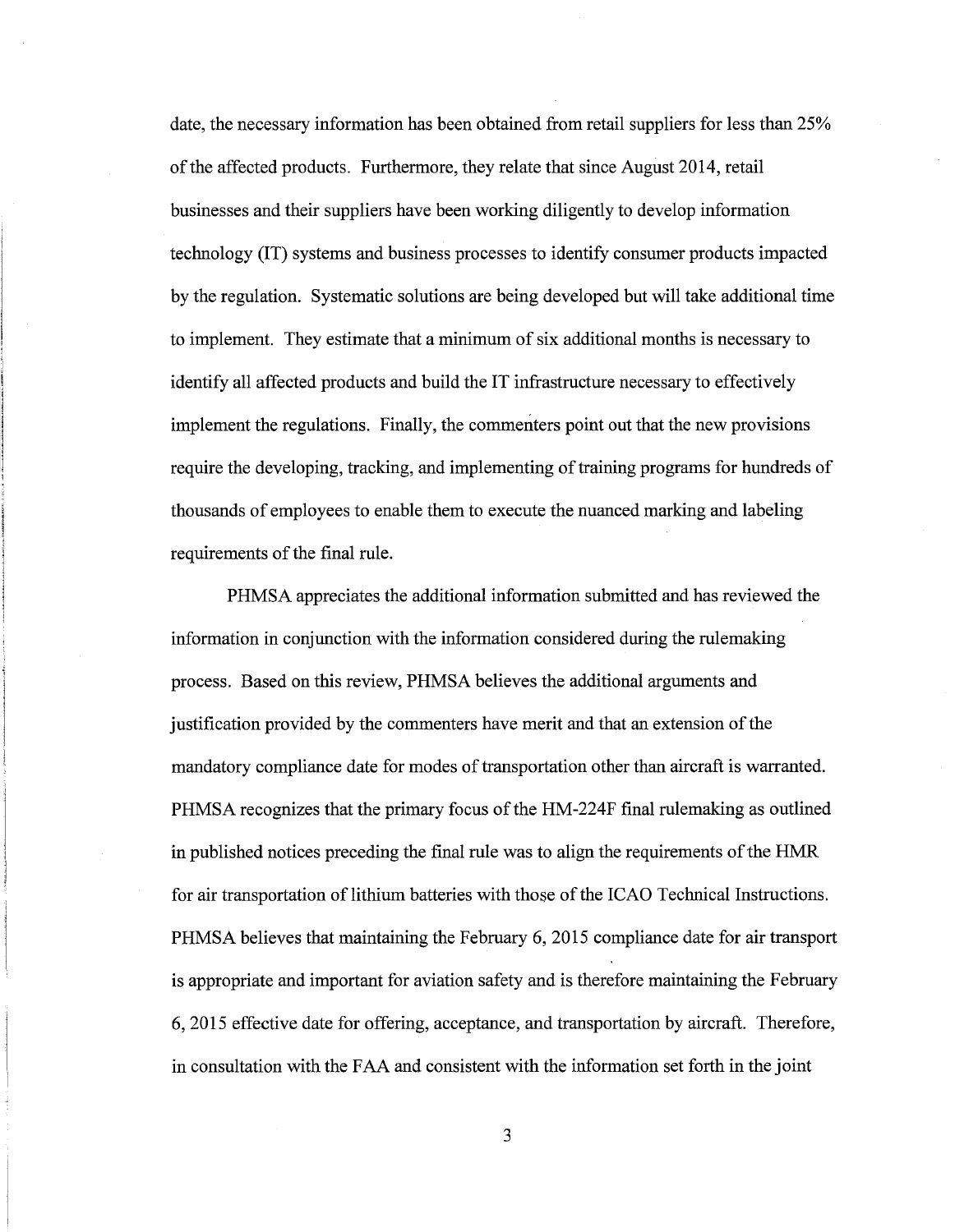date, the necessary information has been obtained from retail suppliers for less than 25% of the affected products. Furthermore, they relate that since August 2014, retail businesses and their suppliers have been working diligently to develop information technology (IT) systems and business processes to identify consumer products impacted by the regulation. Systematic solutions are being developed but will take additional time to implement. They estimate that a minimum of six additional months is necessary to identify all affected products and build the IT infrastructure necessary to effectively implement the regulations. Finally, the commenters point out that the new provisions require the developing, tracking, and implementing of training programs for hundreds of thousands of employees to enable them to execute the nuanced marking and labeling requirements of the final rule.

PHMSA appreciates the additional information submitted and has reviewed the information in conjunction with the information considered during the rulemaking process. Based on this review, PHMSA believes the additional arguments and justification provided by the commenters have merit and that an extension of the mandatory compliance date for modes of transportation other than aircraft is warranted. PHMSA recognizes that the primary focus of the HM-224F final rulemaking as outlined in published notices preceding the final rule was to align the requirements of the HMR for air transportation of lithium batteries with those of the ICAO Technical Instructions. PHMSA believes that maintaining the February 6, 2015 compliance date for air transport is appropriate and important for aviation safety and is therefore maintaining the February 6, 2015 effective date for offering, acceptance, and transportation by aircraft. Therefore, in consultation with the FAA and consistent with the information set forth in the joint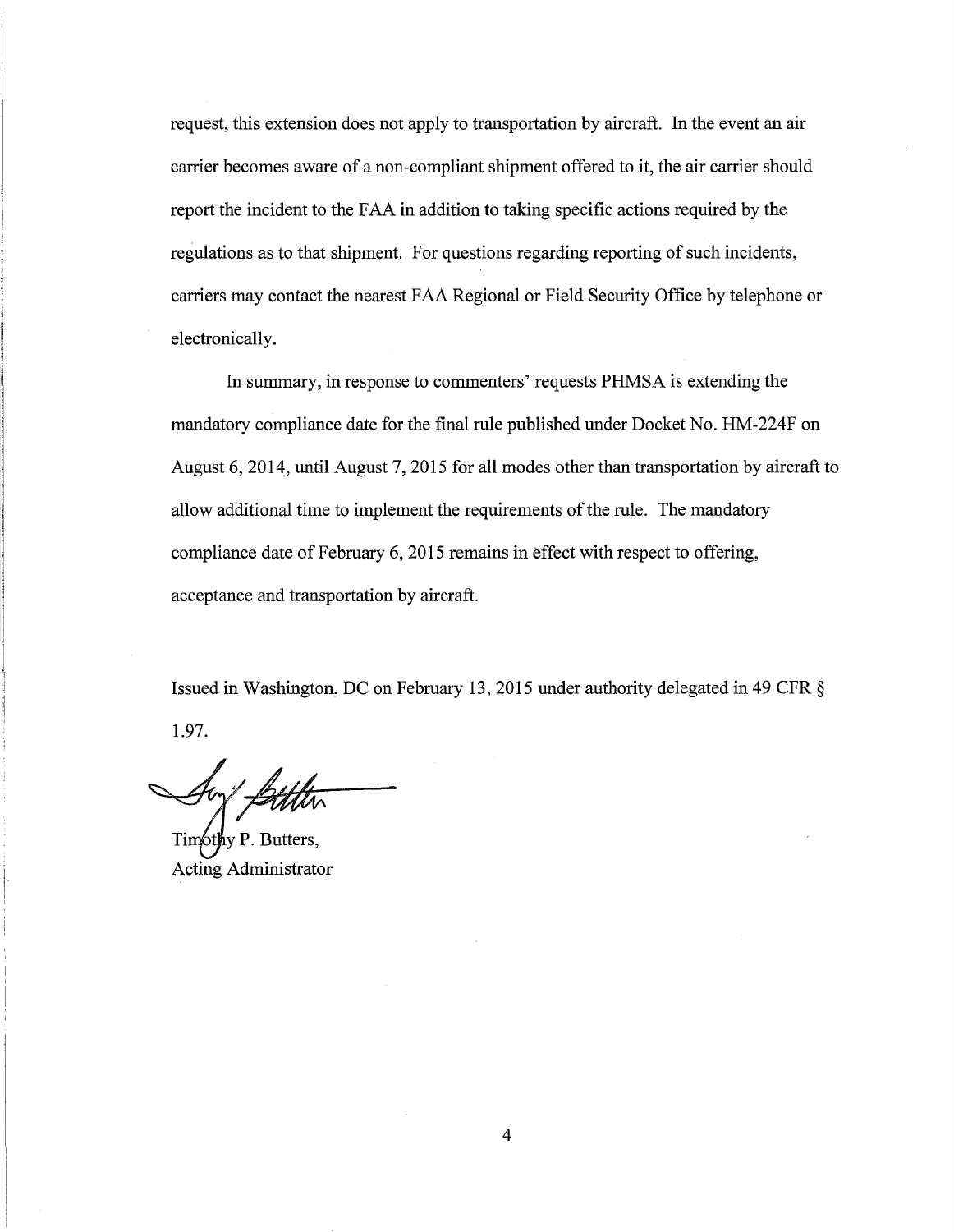request, this extension does not apply to transportation by aircraft. In the event an air carrier becomes aware of a non-compliant shipment offered to it, the air carrier should report the incident to the FAA in addition to taking specific actions required by the regulations as to that shipment. For questions regarding reporting of such incidents, carriers may contact the nearest FAA Regional or Field Security Office by telephone or electronically.

In summary, in response to commenters' requests PHMSA is extending the mandatory compliance date for the final rule published under Docket No. HM-224F on August 6, 2014, until August 7, 2015 for all modes other than transportation by aircraft to allow additional time to implement the requirements of the rule. The mandatory compliance date of February 6, 2015 remains in effect with respect to offering, acceptance and transportation by aircraft.

Issued in Washington, DC on February 13, 2015 under authority delegated in 49 CFR § 1.97.

Timothy P. Butters,
Acting Administrator